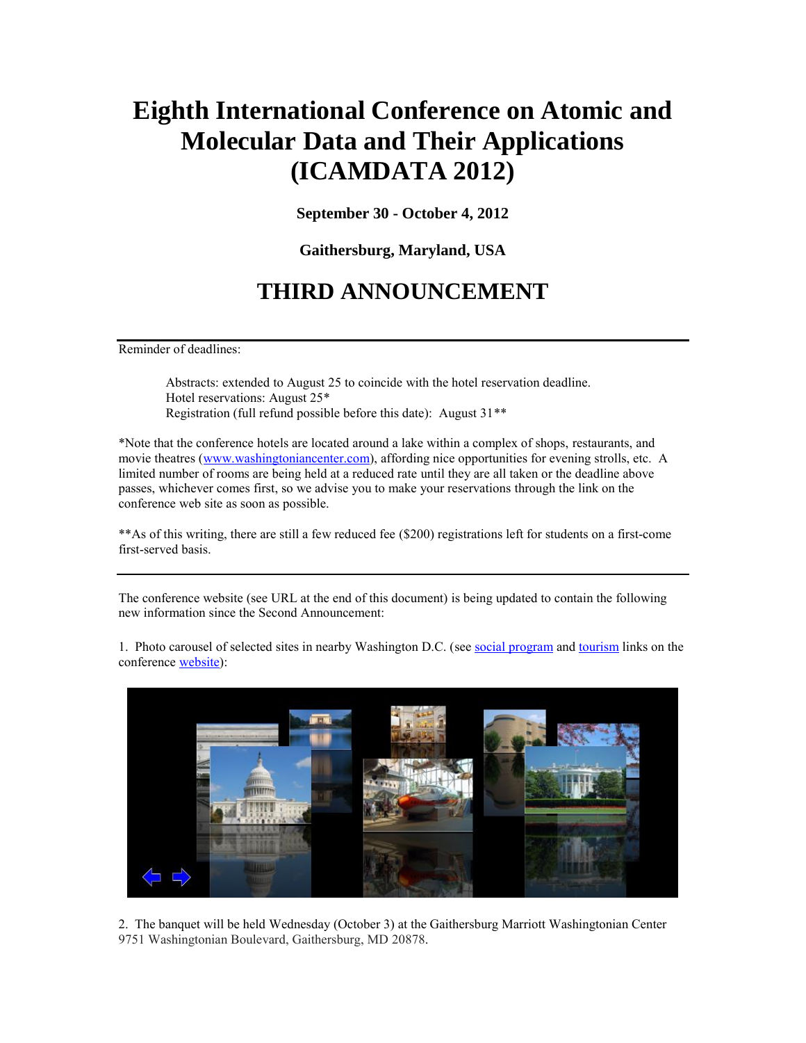# Eighth International Conference on Atomic and Molecular Data and Their Applications (ICAMDATA 2012)

**September 30 - October 4, 2012**

**Gaithersburg, Maryland, USA**

## THIRD ANNOUNCEMENT

---

Reminder of deadlines:

> Abstracts: extended to August 25 to coincide with the hotel reservation deadline.
> Hotel reservations: August 25*
> Registration (full refund possible before this date): August 31**

*Note that the conference hotels are located around a lake within a complex of shops, restaurants, and movie theatres (www.washingtoniancenter.com), affording nice opportunities for evening strolls, etc. A limited number of rooms are being held at a reduced rate until they are all taken or the deadline above passes, whichever comes first, so we advise you to make your reservations through the link on the conference web site as soon as possible.

**As of this writing, there are still a few reduced fee ($200) registrations left for students on a first-come first-served basis.

---

The conference website (see URL at the end of this document) is being updated to contain the following new information since the Second Announcement:

1. Photo carousel of selected sites in nearby Washington D.C. (see social program and tourism links on the conference website):

2. The banquet will be held Wednesday (October 3) at the Gaithersburg Marriott Washingtonian Center 9751 Washingtonian Boulevard, Gaithersburg, MD 20878.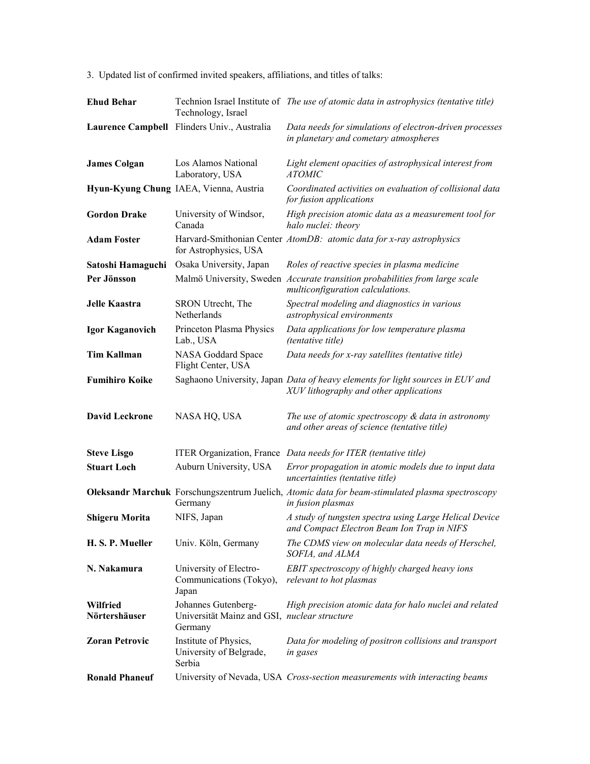3. Updated list of confirmed invited speakers, affiliations, and titles of talks:

| | | |
|---|---|---|
| **Ehud Behar** | Technion Israel Institute of Technology, Israel | *The use of atomic data in astrophysics (tentative title)* |
| **Laurence Campbell** | Flinders Univ., Australia | *Data needs for simulations of electron-driven processes in planetary and cometary atmospheres* |
| **James Colgan** | Los Alamos National Laboratory, USA | *Light element opacities of astrophysical interest from ATOMIC* |
| **Hyun-Kyung Chung** | IAEA, Vienna, Austria | *Coordinated activities on evaluation of collisional data for fusion applications* |
| **Gordon Drake** | University of Windsor, Canada | *High precision atomic data as a measurement tool for halo nuclei: theory* |
| **Adam Foster** | Harvard-Smithonian Center for Astrophysics, USA | *AtomDB: atomic data for x-ray astrophysics* |
| **Satoshi Hamaguchi** | Osaka University, Japan | *Roles of reactive species in plasma medicine* |
| **Per Jönsson** | Malmö University, Sweden | *Accurate transition probabilities from large scale multiconfiguration calculations.* |
| **Jelle Kaastra** | SRON Utrecht, The Netherlands | *Spectral modeling and diagnostics in various astrophysical environments* |
| **Igor Kaganovich** | Princeton Plasma Physics Lab., USA | *Data applications for low temperature plasma (tentative title)* |
| **Tim Kallman** | NASA Goddard Space Flight Center, USA | *Data needs for x-ray satellites (tentative title)* |
| **Fumihiro Koike** | Saghaono University, Japan | *Data of heavy elements for light sources in EUV and XUV lithography and other applications* |
| **David Leckrone** | NASA HQ, USA | *The use of atomic spectroscopy & data in astronomy and other areas of science (tentative title)* |
| **Steve Lisgo** | ITER Organization, France | *Data needs for ITER (tentative title)* |
| **Stuart Loch** | Auburn University, USA | *Error propagation in atomic models due to input data uncertainties (tentative title)* |
| **Oleksandr Marchuk** | Forschungszentrum Juelich, Germany | *Atomic data for beam-stimulated plasma spectroscopy in fusion plasmas* |
| **Shigeru Morita** | NIFS, Japan | *A study of tungsten spectra using Large Helical Device and Compact Electron Beam Ion Trap in NIFS* |
| **H. S. P. Mueller** | Univ. Köln, Germany | *The CDMS view on molecular data needs of Herschel, SOFIA, and ALMA* |
| **N. Nakamura** | University of Electro-Communications (Tokyo), Japan | *EBIT spectroscopy of highly charged heavy ions relevant to hot plasmas* |
| **Wilfried Nörtershäuser** | Johannes Gutenberg-Universität Mainz and GSI, Germany | *High precision atomic data for halo nuclei and related nuclear structure* |
| **Zoran Petrovic** | Institute of Physics, University of Belgrade, Serbia | *Data for modeling of positron collisions and transport in gases* |
| **Ronald Phaneuf** | University of Nevada, USA | *Cross-section measurements with interacting beams* |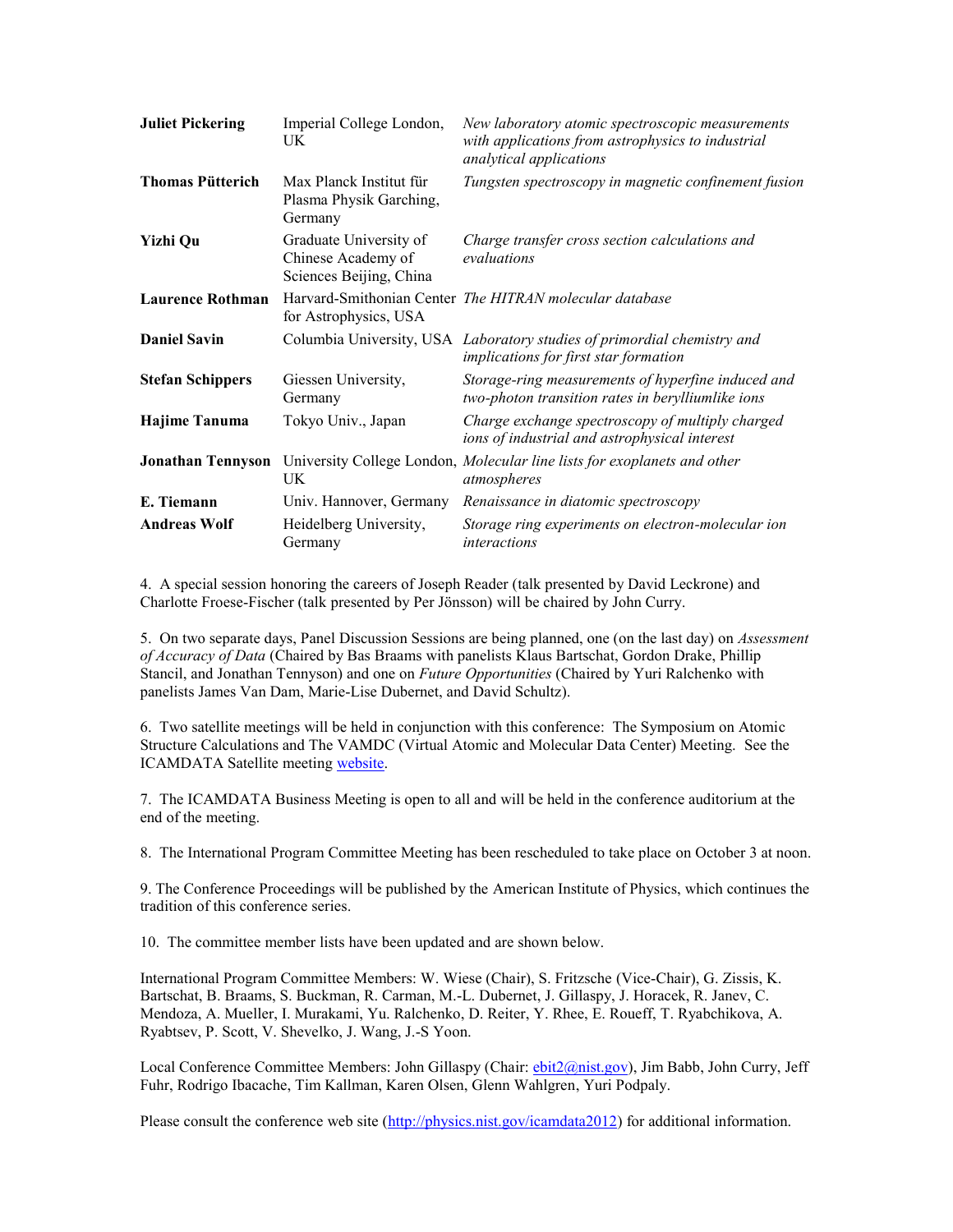| | | |
|---|---|---|
| **Juliet Pickering** | Imperial College London, UK | *New laboratory atomic spectroscopic measurements with applications from astrophysics to industrial analytical applications* |
| **Thomas Pütterich** | Max Planck Institut für Plasma Physik Garching, Germany | *Tungsten spectroscopy in magnetic confinement fusion* |
| **Yizhi Qu** | Graduate University of Chinese Academy of Sciences Beijing, China | *Charge transfer cross section calculations and evaluations* |
| **Laurence Rothman** | Harvard-Smithonian Center for Astrophysics, USA | *The HITRAN molecular database* |
| **Daniel Savin** | Columbia University, USA | *Laboratory studies of primordial chemistry and implications for first star formation* |
| **Stefan Schippers** | Giessen University, Germany | *Storage-ring measurements of hyperfine induced and two-photon transition rates in berylliumlike ions* |
| **Hajime Tanuma** | Tokyo Univ., Japan | *Charge exchange spectroscopy of multiply charged ions of industrial and astrophysical interest* |
| **Jonathan Tennyson** | University College London, UK | *Molecular line lists for exoplanets and other atmospheres* |
| **E. Tiemann** | Univ. Hannover, Germany | *Renaissance in diatomic spectroscopy* |
| **Andreas Wolf** | Heidelberg University, Germany | *Storage ring experiments on electron-molecular ion interactions* |

4. A special session honoring the careers of Joseph Reader (talk presented by David Leckrone) and Charlotte Froese-Fischer (talk presented by Per Jönsson) will be chaired by John Curry.

5. On two separate days, Panel Discussion Sessions are being planned, one (on the last day) on *Assessment of Accuracy of Data* (Chaired by Bas Braams with panelists Klaus Bartschat, Gordon Drake, Phillip Stancil, and Jonathan Tennyson) and one on *Future Opportunities* (Chaired by Yuri Ralchenko with panelists James Van Dam, Marie-Lise Dubernet, and David Schultz).

6. Two satellite meetings will be held in conjunction with this conference: The Symposium on Atomic Structure Calculations and The VAMDC (Virtual Atomic and Molecular Data Center) Meeting. See the ICAMDATA Satellite meeting website.

7. The ICAMDATA Business Meeting is open to all and will be held in the conference auditorium at the end of the meeting.

8. The International Program Committee Meeting has been rescheduled to take place on October 3 at noon.

9. The Conference Proceedings will be published by the American Institute of Physics, which continues the tradition of this conference series.

10. The committee member lists have been updated and are shown below.

International Program Committee Members: W. Wiese (Chair), S. Fritzsche (Vice-Chair), G. Zissis, K. Bartschat, B. Braams, S. Buckman, R. Carman, M.-L. Dubernet, J. Gillaspy, J. Horacek, R. Janev, C. Mendoza, A. Mueller, I. Murakami, Yu. Ralchenko, D. Reiter, Y. Rhee, E. Roueff, T. Ryabchikova, A. Ryabtsev, P. Scott, V. Shevelko, J. Wang, J.-S Yoon.

Local Conference Committee Members: John Gillaspy (Chair: ebit2@nist.gov), Jim Babb, John Curry, Jeff Fuhr, Rodrigo Ibacache, Tim Kallman, Karen Olsen, Glenn Wahlgren, Yuri Podpaly.

Please consult the conference web site (http://physics.nist.gov/icamdata2012) for additional information.